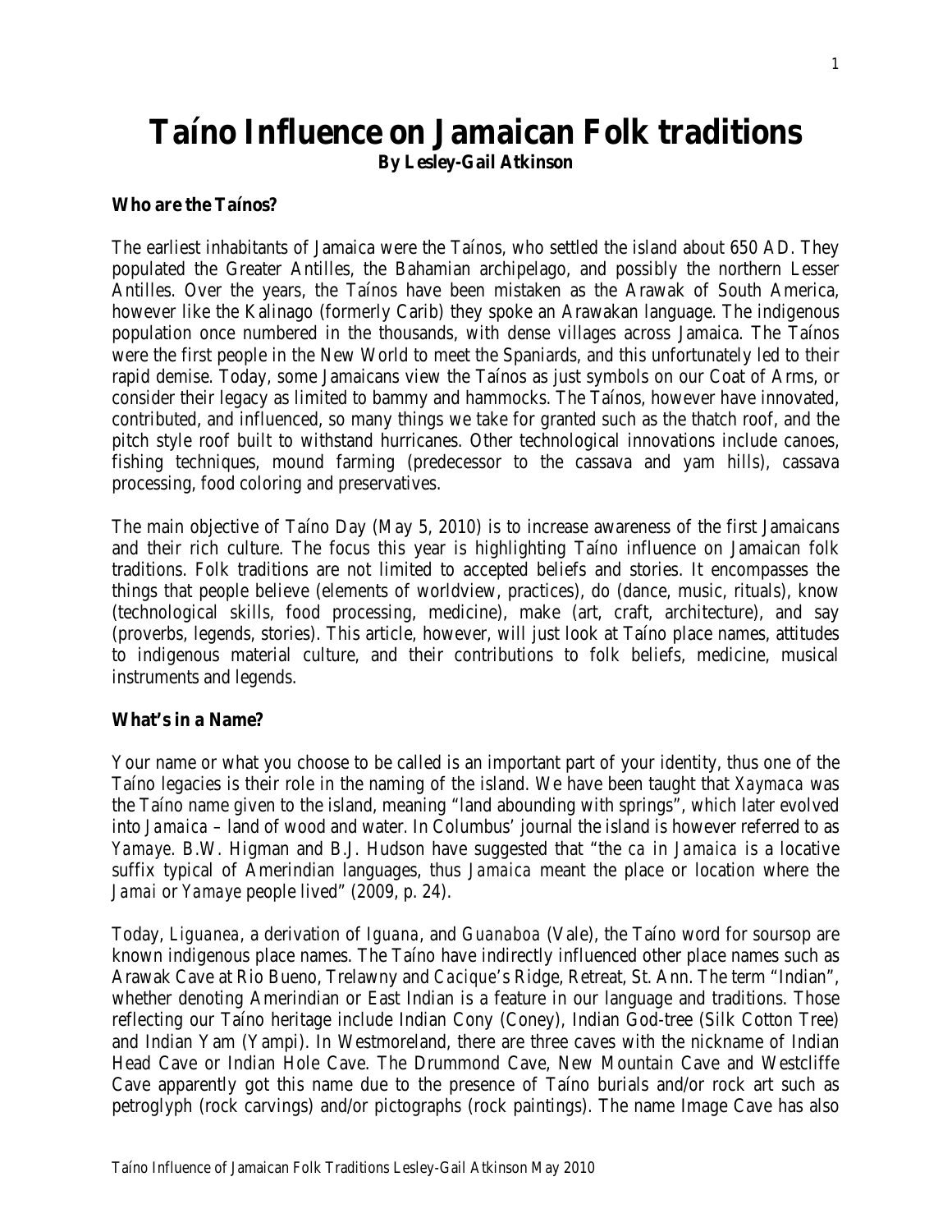# Taíno Influence on Jamaican Folk traditions

**By Lesley-Gail Atkinson**

### Who are the Taínos?

The earliest inhabitants of Jamaica were the Taínos, who settled the island about 650 AD. They populated the Greater Antilles, the Bahamian archipelago, and possibly the northern Lesser Antilles. Over the years, the Taínos have been mistaken as the Arawak of South America, however like the Kalinago (formerly Carib) they spoke an Arawakan language. The indigenous population once numbered in the thousands, with dense villages across Jamaica. The Taínos were the first people in the New World to meet the Spaniards, and this unfortunately led to their rapid demise. Today, some Jamaicans view the Taínos as just symbols on our Coat of Arms, or consider their legacy as limited to bammy and hammocks. The Taínos, however have innovated, contributed, and influenced, so many things we take for granted such as the thatch roof, and the pitch style roof built to withstand hurricanes. Other technological innovations include canoes, fishing techniques, mound farming (predecessor to the cassava and yam hills), cassava processing, food coloring and preservatives.

The main objective of Taíno Day (May 5, 2010) is to increase awareness of the first Jamaicans and their rich culture. The focus this year is highlighting Taíno influence on Jamaican folk traditions. Folk traditions are not limited to accepted beliefs and stories. It encompasses the things that people believe (elements of worldview, practices), do (dance, music, rituals), know (technological skills, food processing, medicine), make (art, craft, architecture), and say (proverbs, legends, stories). This article, however, will just look at Taíno place names, attitudes to indigenous material culture, and their contributions to folk beliefs, medicine, musical instruments and legends.

### What's in a Name?

Your name or what you choose to be called is an important part of your identity, thus one of the Taíno legacies is their role in the naming of the island. We have been taught that *Xaymaca* was the Taíno name given to the island, meaning "land abounding with springs", which later evolved into *Jamaica* – land of wood and water. In Columbus' journal the island is however referred to as *Yamaye*. B.W. Higman and B.J. Hudson have suggested that "the *ca* in *Jamaica* is a locative suffix typical of Amerindian languages, thus *Jamaica* meant the place or location where the *Jamai* or *Yamaye* people lived" (2009, p. 24).

Today, *Liguanea*, a derivation of *Iguana*, and *Guanaboa* (Vale), the Taíno word for soursop are known indigenous place names. The Taíno have indirectly influenced other place names such as Arawak Cave at Rio Bueno, Trelawny and *Cacique's* Ridge, Retreat, St. Ann. The term "Indian", whether denoting Amerindian or East Indian is a feature in our language and traditions. Those reflecting our Taíno heritage include Indian Cony (Coney), Indian God-tree (Silk Cotton Tree) and Indian Yam (Yampi). In Westmoreland, there are three caves with the nickname of Indian Head Cave or Indian Hole Cave. The Drummond Cave, New Mountain Cave and Westcliffe Cave apparently got this name due to the presence of Taíno burials and/or rock art such as petroglyph (rock carvings) and/or pictographs (rock paintings). The name Image Cave has also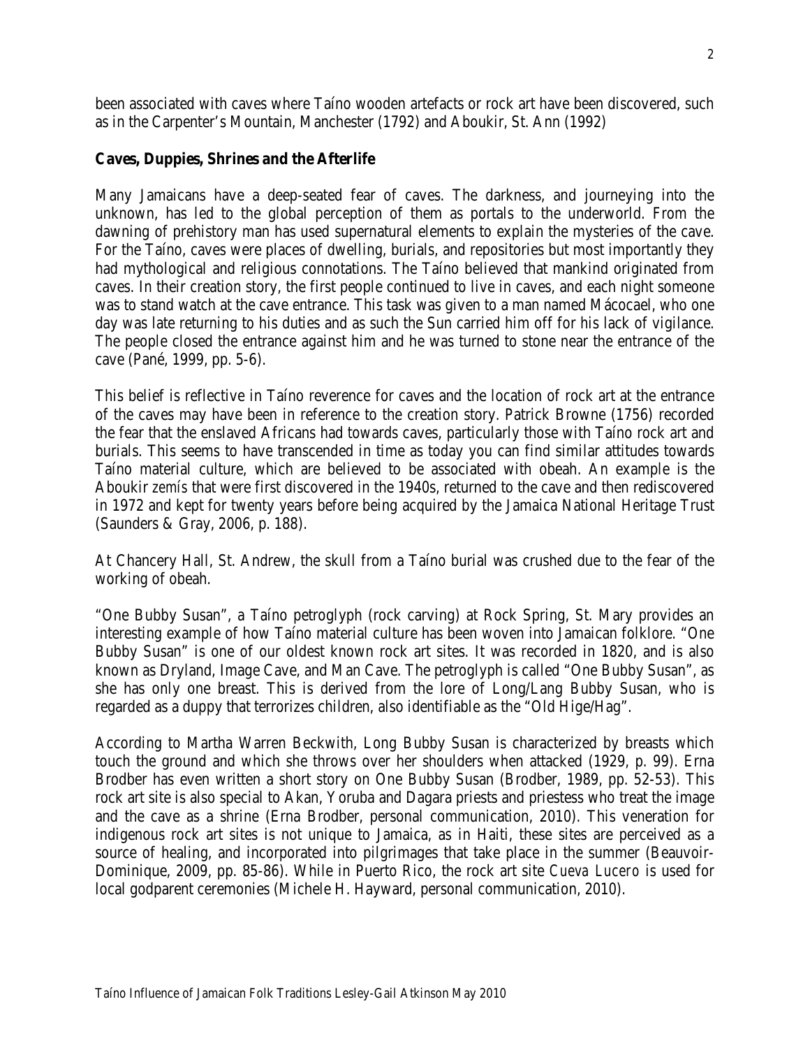been associated with caves where Taíno wooden artefacts or rock art have been discovered, such as in the Carpenter's Mountain, Manchester (1792) and Aboukir, St. Ann (1992)

## Caves, Duppies, Shrines and the Afterlife

Many Jamaicans have a deep-seated fear of caves. The darkness, and journeying into the unknown, has led to the global perception of them as portals to the underworld. From the dawning of prehistory man has used supernatural elements to explain the mysteries of the cave. For the Taíno, caves were places of dwelling, burials, and repositories but most importantly they had mythological and religious connotations. The Taíno believed that mankind originated from caves. In their creation story, the first people continued to live in caves, and each night someone was to stand watch at the cave entrance. This task was given to a man named Mácocael, who one day was late returning to his duties and as such the Sun carried him off for his lack of vigilance. The people closed the entrance against him and he was turned to stone near the entrance of the cave (Pané, 1999, pp. 5-6).

This belief is reflective in Taíno reverence for caves and the location of rock art at the entrance of the caves may have been in reference to the creation story. Patrick Browne (1756) recorded the fear that the enslaved Africans had towards caves, particularly those with Taíno rock art and burials. This seems to have transcended in time as today you can find similar attitudes towards Taíno material culture, which are believed to be associated with obeah. An example is the Aboukir *zemís* that were first discovered in the 1940s, returned to the cave and then rediscovered in 1972 and kept for twenty years before being acquired by the Jamaica National Heritage Trust (Saunders & Gray, 2006, p. 188).

At Chancery Hall, St. Andrew, the skull from a Taíno burial was crushed due to the fear of the working of obeah.

"One Bubby Susan", a Taíno petroglyph (rock carving) at Rock Spring, St. Mary provides an interesting example of how Taíno material culture has been woven into Jamaican folklore. "One Bubby Susan" is one of our oldest known rock art sites. It was recorded in 1820, and is also known as Dryland, Image Cave, and Man Cave. The petroglyph is called "One Bubby Susan", as she has only one breast. This is derived from the lore of Long/Lang Bubby Susan, who is regarded as a duppy that terrorizes children, also identifiable as the "Old Hige/Hag".

According to Martha Warren Beckwith, Long Bubby Susan is characterized by breasts which touch the ground and which she throws over her shoulders when attacked (1929, p. 99). Erna Brodber has even written a short story on One Bubby Susan (Brodber, 1989, pp. 52-53). This rock art site is also special to Akan, Yoruba and Dagara priests and priestess who treat the image and the cave as a shrine (Erna Brodber, personal communication, 2010). This veneration for indigenous rock art sites is not unique to Jamaica, as in Haiti, these sites are perceived as a source of healing, and incorporated into pilgrimages that take place in the summer (Beauvoir-Dominique, 2009, pp. 85-86). While in Puerto Rico, the rock art site *Cueva Lucero* is used for local godparent ceremonies (Michele H. Hayward, personal communication, 2010).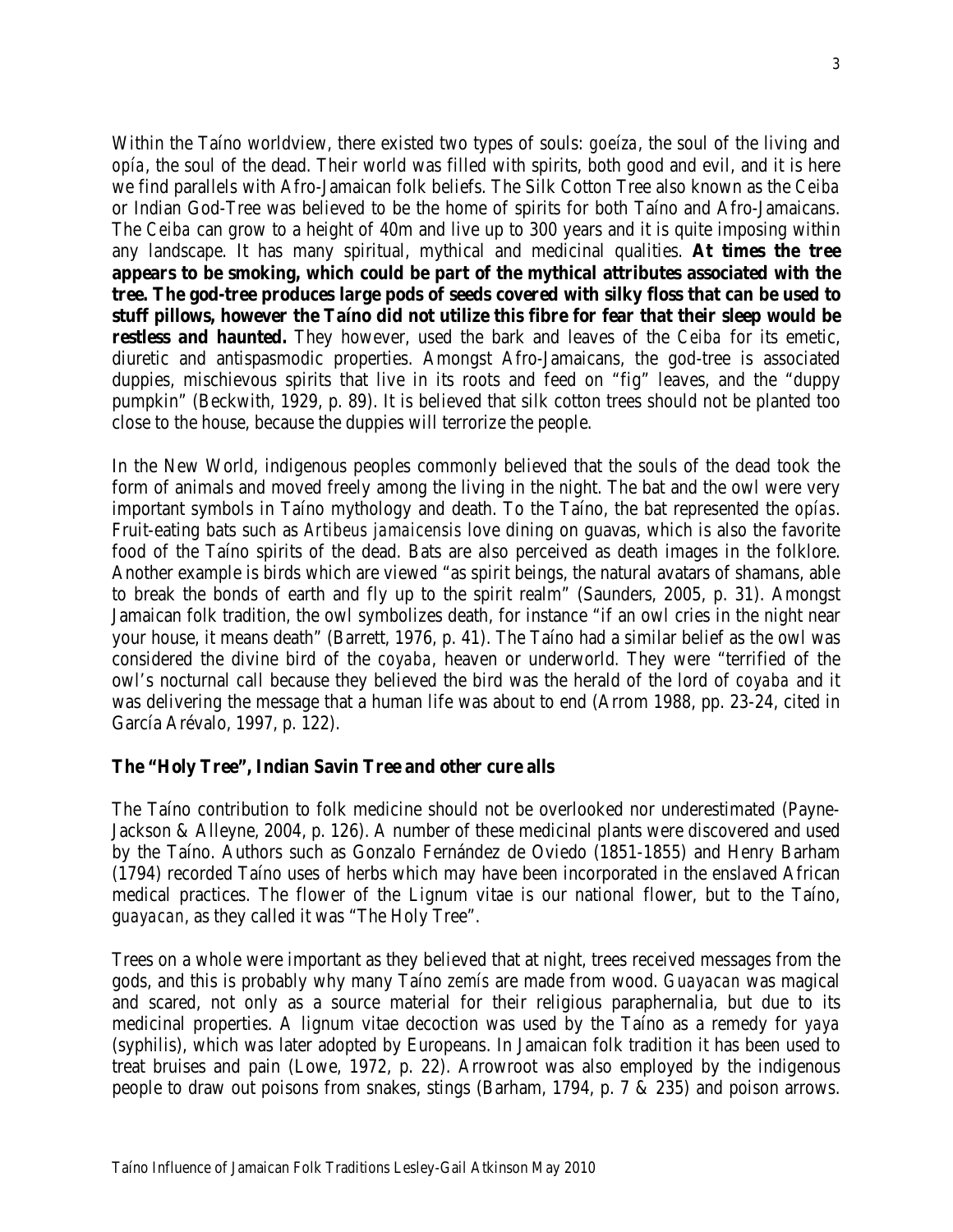Within the Taíno worldview, there existed two types of souls: *goeíza*, the soul of the living and *opía*, the soul of the dead. Their world was filled with spirits, both good and evil, and it is here we find parallels with Afro-Jamaican folk beliefs. The Silk Cotton Tree also known as the *Ceiba* or Indian God-Tree was believed to be the home of spirits for both Taíno and Afro-Jamaicans. The *Ceiba* can grow to a height of 40m and live up to 300 years and it is quite imposing within any landscape. It has many spiritual, mythical and medicinal qualities. **At times the tree appears to be smoking, which could be part of the mythical attributes associated with the tree. The god-tree produces large pods of seeds covered with silky floss that can be used to stuff pillows, however the Taíno did not utilize this fibre for fear that their sleep would be restless and haunted.** They however, used the bark and leaves of the *Ceiba* for its emetic, diuretic and antispasmodic properties. Amongst Afro-Jamaicans, the god-tree is associated duppies, mischievous spirits that live in its roots and feed on "fig" leaves, and the "duppy pumpkin" (Beckwith, 1929, p. 89). It is believed that silk cotton trees should not be planted too close to the house, because the duppies will terrorize the people.

In the New World, indigenous peoples commonly believed that the souls of the dead took the form of animals and moved freely among the living in the night. The bat and the owl were very important symbols in Taíno mythology and death. To the Taíno, the bat represented the *opías*. Fruit-eating bats such as *Artibeus jamaicensis* love dining on guavas, which is also the favorite food of the Taíno spirits of the dead. Bats are also perceived as death images in the folklore. Another example is birds which are viewed "as spirit beings, the natural avatars of shamans, able to break the bonds of earth and fly up to the spirit realm" (Saunders, 2005, p. 31). Amongst Jamaican folk tradition, the owl symbolizes death, for instance "if an owl cries in the night near your house, it means death" (Barrett, 1976, p. 41). The Taíno had a similar belief as the owl was considered the divine bird of the *coyaba*, heaven or underworld. They were "terrified of the owl's nocturnal call because they believed the bird was the herald of the lord of *coyaba* and it was delivering the message that a human life was about to end (Arrom 1988, pp. 23-24, cited in García Arévalo, 1997, p. 122).

**The "Holy Tree", Indian Savin Tree and other cure alls**

The Taíno contribution to folk medicine should not be overlooked nor underestimated (Payne-Jackson & Alleyne, 2004, p. 126). A number of these medicinal plants were discovered and used by the Taíno. Authors such as Gonzalo Fernández de Oviedo (1851-1855) and Henry Barham (1794) recorded Taíno uses of herbs which may have been incorporated in the enslaved African medical practices. The flower of the Lignum vitae is our national flower, but to the Taíno, *guayacan*, as they called it was "The Holy Tree".

Trees on a whole were important as they believed that at night, trees received messages from the gods, and this is probably why many Taíno *zemís* are made from wood. *Guayacan* was magical and scared, not only as a source material for their religious paraphernalia, but due to its medicinal properties. A lignum vitae decoction was used by the Taíno as a remedy for *yaya* (syphilis), which was later adopted by Europeans. In Jamaican folk tradition it has been used to treat bruises and pain (Lowe, 1972, p. 22). Arrowroot was also employed by the indigenous people to draw out poisons from snakes, stings (Barham, 1794, p. 7 & 235) and poison arrows.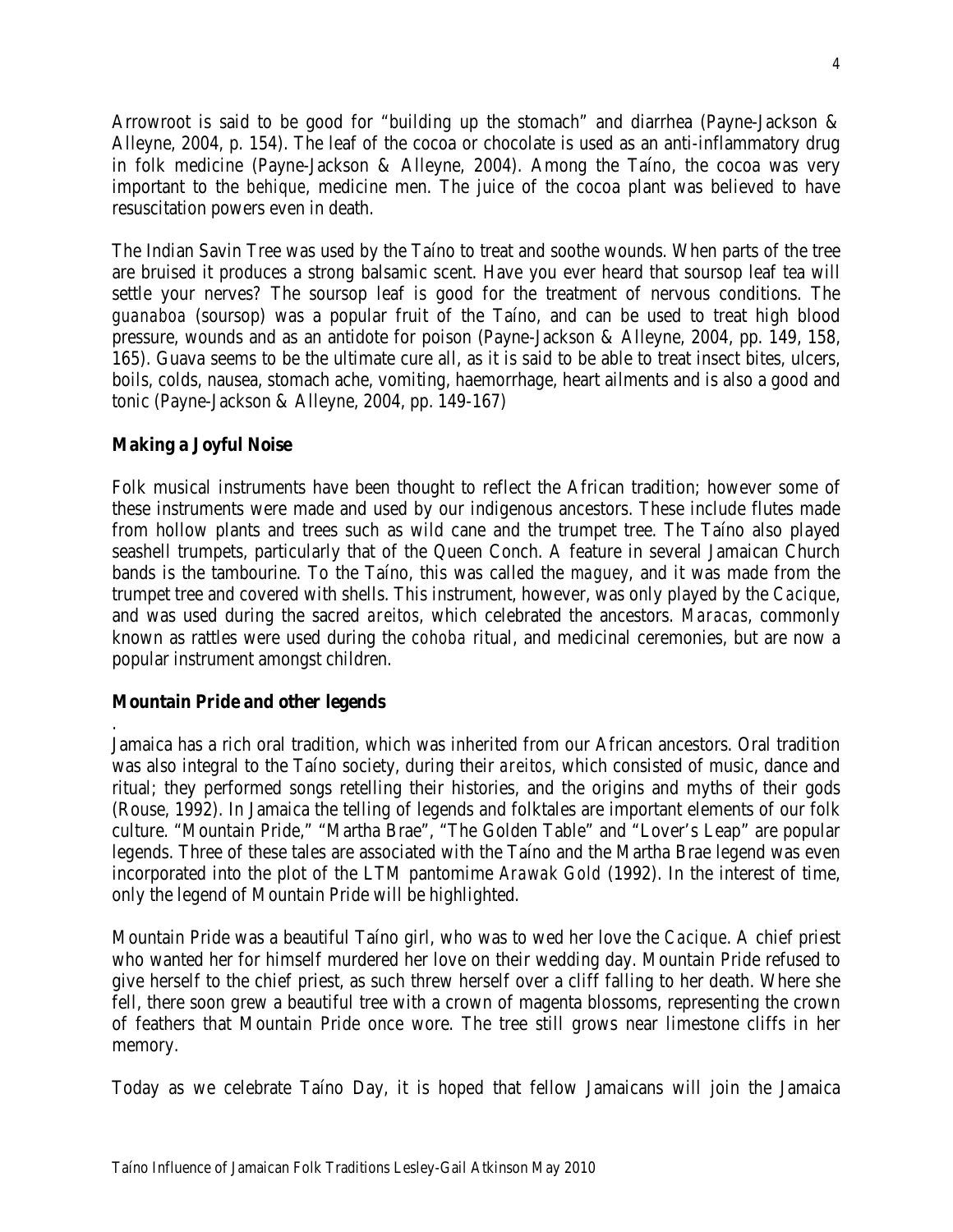Arrowroot is said to be good for "building up the stomach" and diarrhea (Payne-Jackson & Alleyne, 2004, p. 154). The leaf of the cocoa or chocolate is used as an anti-inflammatory drug in folk medicine (Payne-Jackson & Alleyne, 2004). Among the Taíno, the cocoa was very important to the *behique*, medicine men. The juice of the cocoa plant was believed to have resuscitation powers even in death.

The Indian Savin Tree was used by the Taíno to treat and soothe wounds. When parts of the tree are bruised it produces a strong balsamic scent. Have you ever heard that soursop leaf tea will settle your nerves? The soursop leaf is good for the treatment of nervous conditions. The *guanaboa* (soursop) was a popular fruit of the Taíno, and can be used to treat high blood pressure, wounds and as an antidote for poison (Payne-Jackson & Alleyne, 2004, pp. 149, 158, 165). Guava seems to be the ultimate cure all, as it is said to be able to treat insect bites, ulcers, boils, colds, nausea, stomach ache, vomiting, haemorrhage, heart ailments and is also a good and tonic (Payne-Jackson & Alleyne, 2004, pp. 149-167)

**Making a Joyful Noise**

Folk musical instruments have been thought to reflect the African tradition; however some of these instruments were made and used by our indigenous ancestors. These include flutes made from hollow plants and trees such as wild cane and the trumpet tree. The Taíno also played seashell trumpets, particularly that of the Queen Conch. A feature in several Jamaican Church bands is the tambourine. To the Taíno, this was called the *maguey*, and it was made from the trumpet tree and covered with shells. This instrument, however, was only played by the *Cacique*, and was used during the sacred *areitos*, which celebrated the ancestors. *Maracas*, commonly known as rattles were used during the *cohoba* ritual, and medicinal ceremonies, but are now a popular instrument amongst children.

**Mountain Pride and other legends**

.
Jamaica has a rich oral tradition, which was inherited from our African ancestors. Oral tradition was also integral to the Taíno society, during their *areitos*, which consisted of music, dance and ritual; they performed songs retelling their histories, and the origins and myths of their gods (Rouse, 1992). In Jamaica the telling of legends and folktales are important elements of our folk culture. "Mountain Pride," "Martha Brae", "The Golden Table" and "Lover's Leap" are popular legends. Three of these tales are associated with the Taíno and the Martha Brae legend was even incorporated into the plot of the LTM pantomime *Arawak Gold* (1992). In the interest of time, only the legend of Mountain Pride will be highlighted.

Mountain Pride was a beautiful Taíno girl, who was to wed her love the *Cacique*. A chief priest who wanted her for himself murdered her love on their wedding day. Mountain Pride refused to give herself to the chief priest, as such threw herself over a cliff falling to her death. Where she fell, there soon grew a beautiful tree with a crown of magenta blossoms, representing the crown of feathers that Mountain Pride once wore. The tree still grows near limestone cliffs in her memory.

Today as we celebrate Taíno Day, it is hoped that fellow Jamaicans will join the Jamaica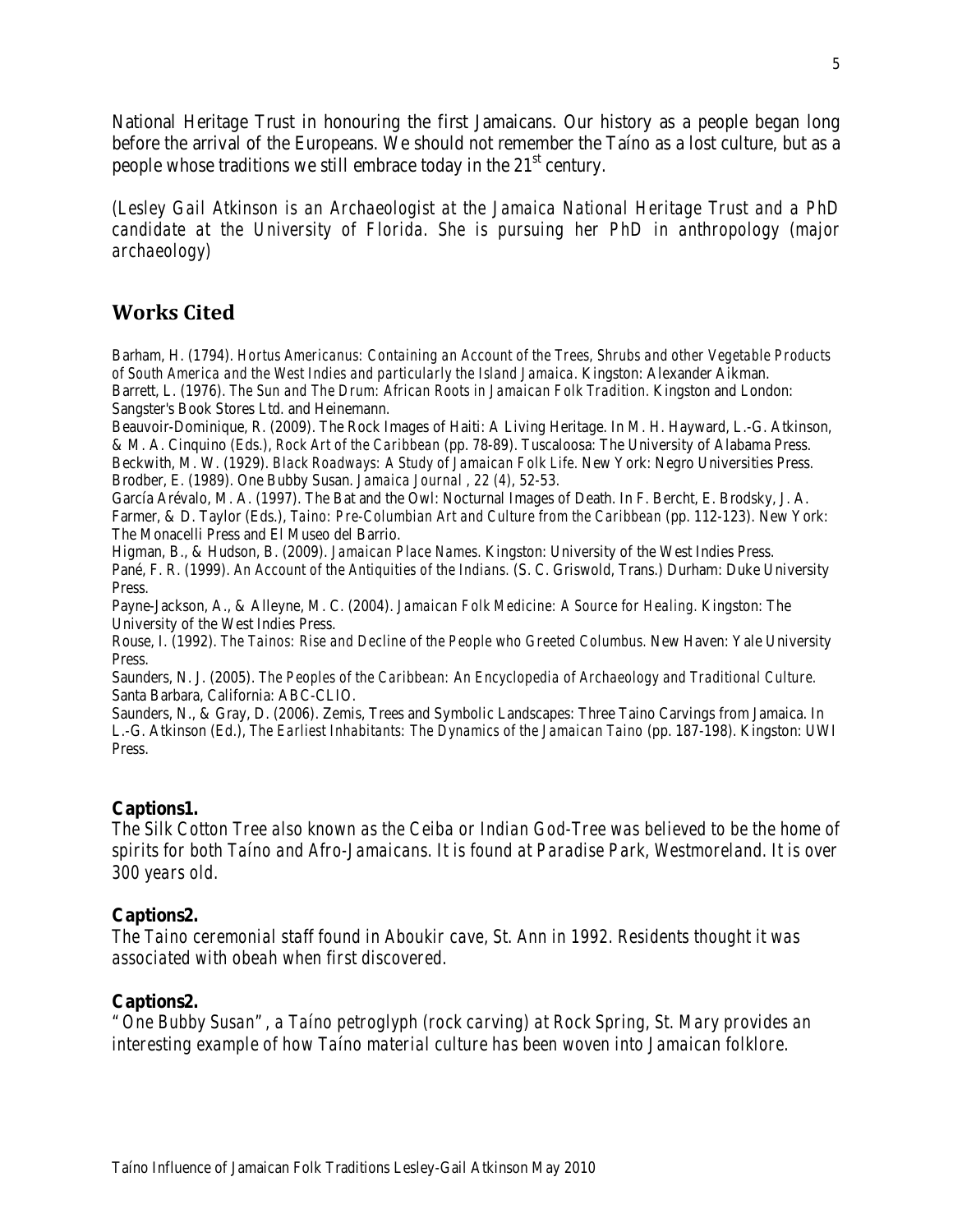National Heritage Trust in honouring the first Jamaicans. Our history as a people began long before the arrival of the Europeans. We should not remember the Taíno as a lost culture, but as a people whose traditions we still embrace today in the 21st century.

*(Lesley Gail Atkinson is an Archaeologist at the Jamaica National Heritage Trust and a PhD candidate at the University of Florida. She is pursuing her PhD in anthropology (major archaeology)*

## Works Cited

Barham, H. (1794). *Hortus Americanus: Containing an Account of the Trees, Shrubs and other Vegetable Products of South America and the West Indies and particularly the Island Jamaica.* Kingston: Alexander Aikman.

Barrett, L. (1976). *The Sun and The Drum: African Roots in Jamaican Folk Tradition.* Kingston and London: Sangster's Book Stores Ltd. and Heinemann.

Beauvoir-Dominique, R. (2009). The Rock Images of Haiti: A Living Heritage. In M. H. Hayward, L.-G. Atkinson, & M. A. Cinquino (Eds.), *Rock Art of the Caribbean* (pp. 78-89). Tuscaloosa: The University of Alabama Press.

Beckwith, M. W. (1929). *Black Roadways: A Study of Jamaican Folk Life.* New York: Negro Universities Press.

Brodber, E. (1989). One Bubby Susan. *Jamaica Journal* , 22 (4), 52-53.

García Arévalo, M. A. (1997). The Bat and the Owl: Nocturnal Images of Death. In F. Bercht, E. Brodsky, J. A. Farmer, & D. Taylor (Eds.), *Taino: Pre-Columbian Art and Culture from the Caribbean* (pp. 112-123). New York: The Monacelli Press and El Museo del Barrio.

Higman, B., & Hudson, B. (2009). *Jamaican Place Names.* Kingston: University of the West Indies Press.

Pané, F. R. (1999). *An Account of the Antiquities of the Indians.* (S. C. Griswold, Trans.) Durham: Duke University Press.

Payne-Jackson, A., & Alleyne, M. C. (2004). *Jamaican Folk Medicine: A Source for Healing.* Kingston: The University of the West Indies Press.

Rouse, I. (1992). *The Tainos: Rise and Decline of the People who Greeted Columbus.* New Haven: Yale University Press.

Saunders, N. J. (2005). *The Peoples of the Caribbean: An Encyclopedia of Archaeology and Traditional Culture.* Santa Barbara, California: ABC-CLIO.

Saunders, N., & Gray, D. (2006). Zemis, Trees and Symbolic Landscapes: Three Taino Carvings from Jamaica. In L.-G. Atkinson (Ed.), *The Earliest Inhabitants: The Dynamics of the Jamaican Taino* (pp. 187-198). Kingston: UWI Press.

**Captions1.**

*The Silk Cotton Tree also known as the Ceiba or Indian God-Tree was believed to be the home of spirits for both Taíno and Afro-Jamaicans. It is found at Paradise Park, Westmoreland. It is over 300 years old.*

**Captions2.**

*The Taino ceremonial staff found in Aboukir cave, St. Ann in 1992. Residents thought it was associated with obeah when first discovered.*

**Captions2.**

*"One Bubby Susan", a Taíno petroglyph (rock carving) at Rock Spring, St. Mary provides an interesting example of how Taíno material culture has been woven into Jamaican folklore.*